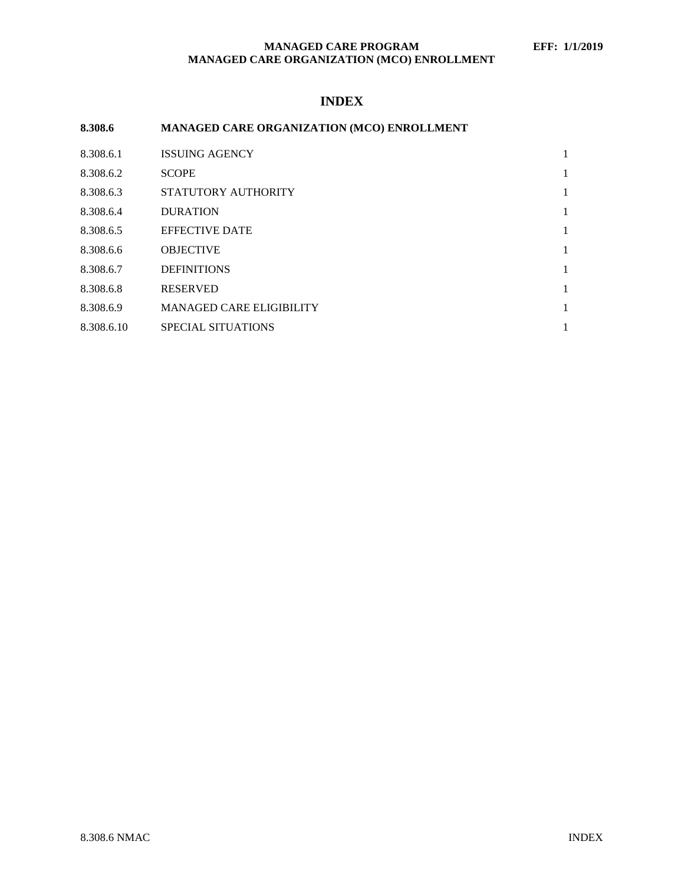# INDEX

| 8.308.6 | MANAGED CARE ORGANIZATION (MCO) ENROLLMENT | |
|---|---|---|
| 8.308.6.1 | ISSUING AGENCY | 1 |
| 8.308.6.2 | SCOPE | 1 |
| 8.308.6.3 | STATUTORY AUTHORITY | 1 |
| 8.308.6.4 | DURATION | 1 |
| 8.308.6.5 | EFFECTIVE DATE | 1 |
| 8.308.6.6 | OBJECTIVE | 1 |
| 8.308.6.7 | DEFINITIONS | 1 |
| 8.308.6.8 | RESERVED | 1 |
| 8.308.6.9 | MANAGED CARE ELIGIBILITY | 1 |
| 8.308.6.10 | SPECIAL SITUATIONS | 1 |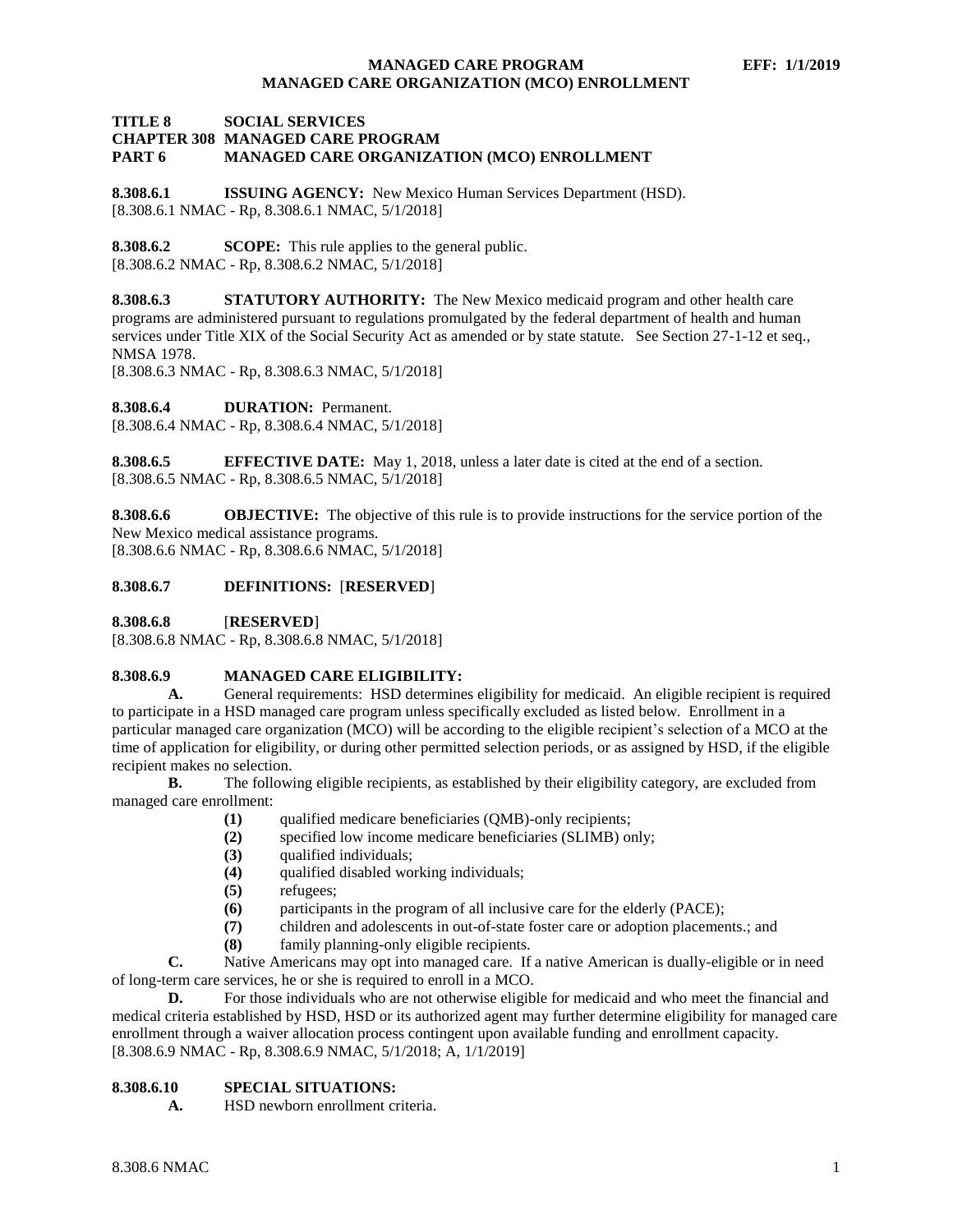**TITLE 8 SOCIAL SERVICES**
**CHAPTER 308 MANAGED CARE PROGRAM**
**PART 6 MANAGED CARE ORGANIZATION (MCO) ENROLLMENT**

**8.308.6.1 ISSUING AGENCY:** New Mexico Human Services Department (HSD).
[8.308.6.1 NMAC - Rp, 8.308.6.1 NMAC, 5/1/2018]

**8.308.6.2 SCOPE:** This rule applies to the general public.
[8.308.6.2 NMAC - Rp, 8.308.6.2 NMAC, 5/1/2018]

**8.308.6.3 STATUTORY AUTHORITY:** The New Mexico medicaid program and other health care programs are administered pursuant to regulations promulgated by the federal department of health and human services under Title XIX of the Social Security Act as amended or by state statute. See Section 27-1-12 et seq., NMSA 1978.
[8.308.6.3 NMAC - Rp, 8.308.6.3 NMAC, 5/1/2018]

**8.308.6.4 DURATION:** Permanent.
[8.308.6.4 NMAC - Rp, 8.308.6.4 NMAC, 5/1/2018]

**8.308.6.5 EFFECTIVE DATE:** May 1, 2018, unless a later date is cited at the end of a section.
[8.308.6.5 NMAC - Rp, 8.308.6.5 NMAC, 5/1/2018]

**8.308.6.6 OBJECTIVE:** The objective of this rule is to provide instructions for the service portion of the New Mexico medical assistance programs.
[8.308.6.6 NMAC - Rp, 8.308.6.6 NMAC, 5/1/2018]

**8.308.6.7 DEFINITIONS:** [**RESERVED**]

**8.308.6.8** [**RESERVED**]
[8.308.6.8 NMAC - Rp, 8.308.6.8 NMAC, 5/1/2018]

**8.308.6.9 MANAGED CARE ELIGIBILITY:**

**A.** General requirements: HSD determines eligibility for medicaid. An eligible recipient is required to participate in a HSD managed care program unless specifically excluded as listed below. Enrollment in a particular managed care organization (MCO) will be according to the eligible recipient's selection of a MCO at the time of application for eligibility, or during other permitted selection periods, or as assigned by HSD, if the eligible recipient makes no selection.

**B.** The following eligible recipients, as established by their eligibility category, are excluded from managed care enrollment:

**(1)** qualified medicare beneficiaries (QMB)-only recipients;
**(2)** specified low income medicare beneficiaries (SLIMB) only;
**(3)** qualified individuals;
**(4)** qualified disabled working individuals;
**(5)** refugees;
**(6)** participants in the program of all inclusive care for the elderly (PACE);
**(7)** children and adolescents in out-of-state foster care or adoption placements.; and
**(8)** family planning-only eligible recipients.

**C.** Native Americans may opt into managed care. If a native American is dually-eligible or in need of long-term care services, he or she is required to enroll in a MCO.

**D.** For those individuals who are not otherwise eligible for medicaid and who meet the financial and medical criteria established by HSD, HSD or its authorized agent may further determine eligibility for managed care enrollment through a waiver allocation process contingent upon available funding and enrollment capacity.
[8.308.6.9 NMAC - Rp, 8.308.6.9 NMAC, 5/1/2018; A, 1/1/2019]

**8.308.6.10 SPECIAL SITUATIONS:**

**A.** HSD newborn enrollment criteria.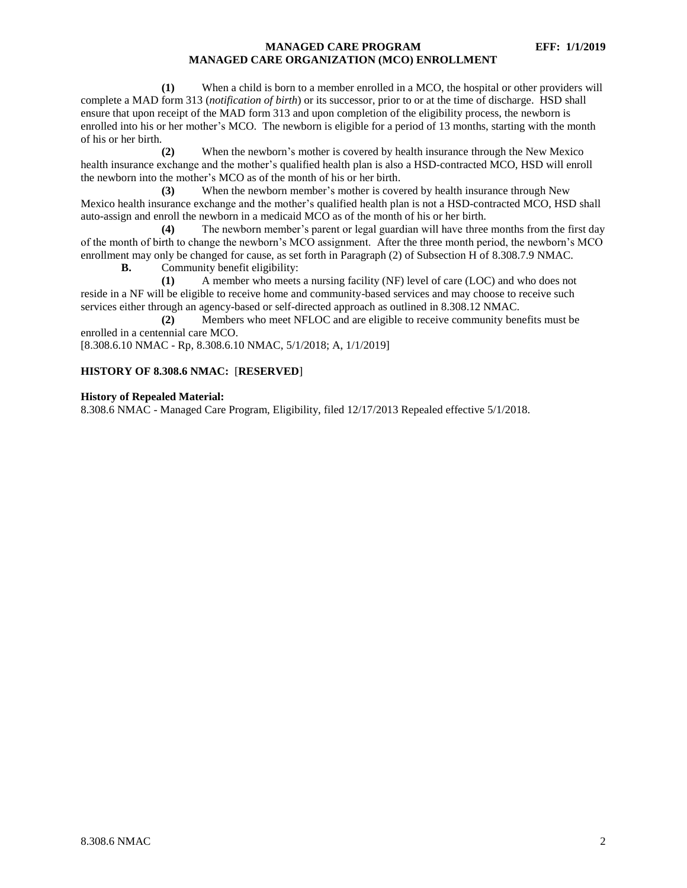**(1)** When a child is born to a member enrolled in a MCO, the hospital or other providers will complete a MAD form 313 (*notification of birth*) or its successor, prior to or at the time of discharge. HSD shall ensure that upon receipt of the MAD form 313 and upon completion of the eligibility process, the newborn is enrolled into his or her mother's MCO. The newborn is eligible for a period of 13 months, starting with the month of his or her birth.

**(2)** When the newborn's mother is covered by health insurance through the New Mexico health insurance exchange and the mother's qualified health plan is also a HSD-contracted MCO, HSD will enroll the newborn into the mother's MCO as of the month of his or her birth.

**(3)** When the newborn member's mother is covered by health insurance through New Mexico health insurance exchange and the mother's qualified health plan is not a HSD-contracted MCO, HSD shall auto-assign and enroll the newborn in a medicaid MCO as of the month of his or her birth.

**(4)** The newborn member's parent or legal guardian will have three months from the first day of the month of birth to change the newborn's MCO assignment. After the three month period, the newborn's MCO enrollment may only be changed for cause, as set forth in Paragraph (2) of Subsection H of 8.308.7.9 NMAC.

**B.** Community benefit eligibility:

**(1)** A member who meets a nursing facility (NF) level of care (LOC) and who does not reside in a NF will be eligible to receive home and community-based services and may choose to receive such services either through an agency-based or self-directed approach as outlined in 8.308.12 NMAC.

**(2)** Members who meet NFLOC and are eligible to receive community benefits must be enrolled in a centennial care MCO.

[8.308.6.10 NMAC - Rp, 8.308.6.10 NMAC, 5/1/2018; A, 1/1/2019]

**HISTORY OF 8.308.6 NMAC:** [**RESERVED**]

**History of Repealed Material:**

8.308.6 NMAC - Managed Care Program, Eligibility, filed 12/17/2013 Repealed effective 5/1/2018.